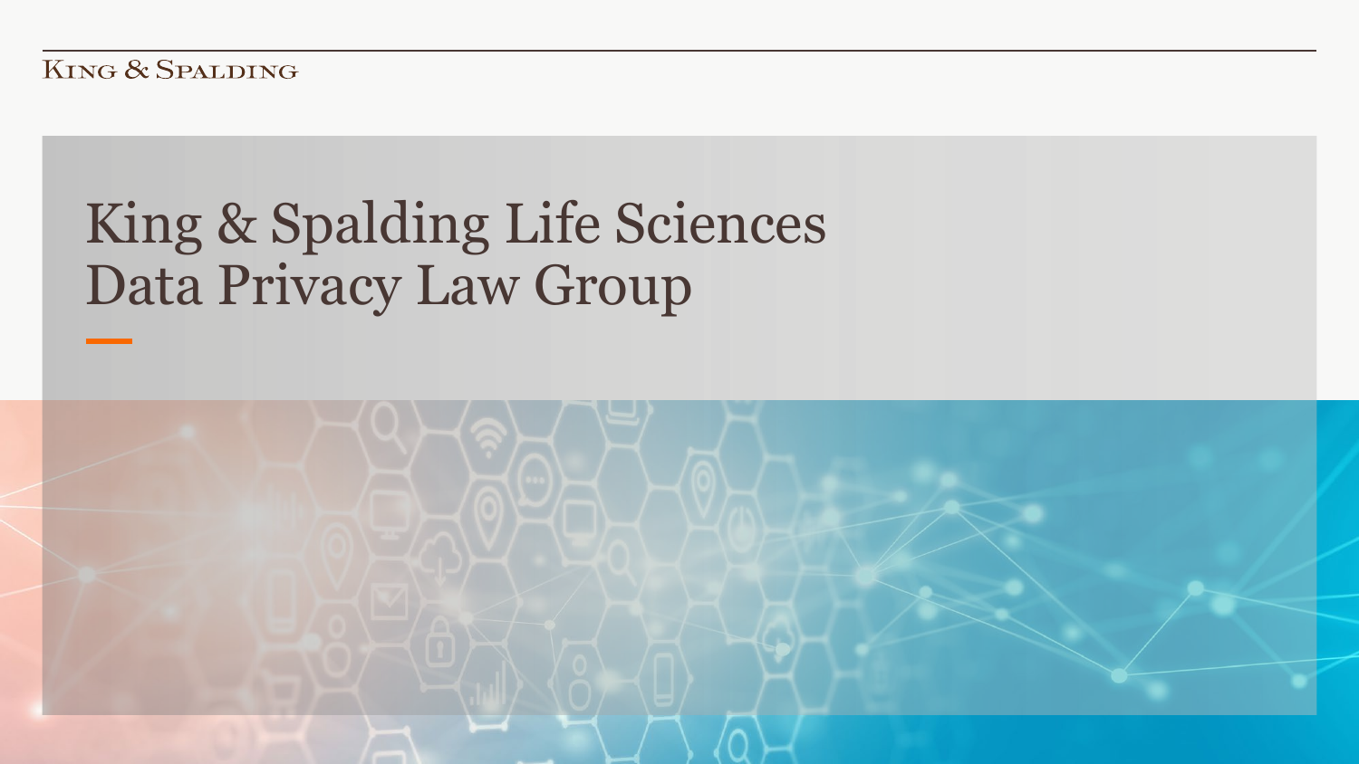King & Spalding

# King & Spalding Life Sciences Data Privacy Law Group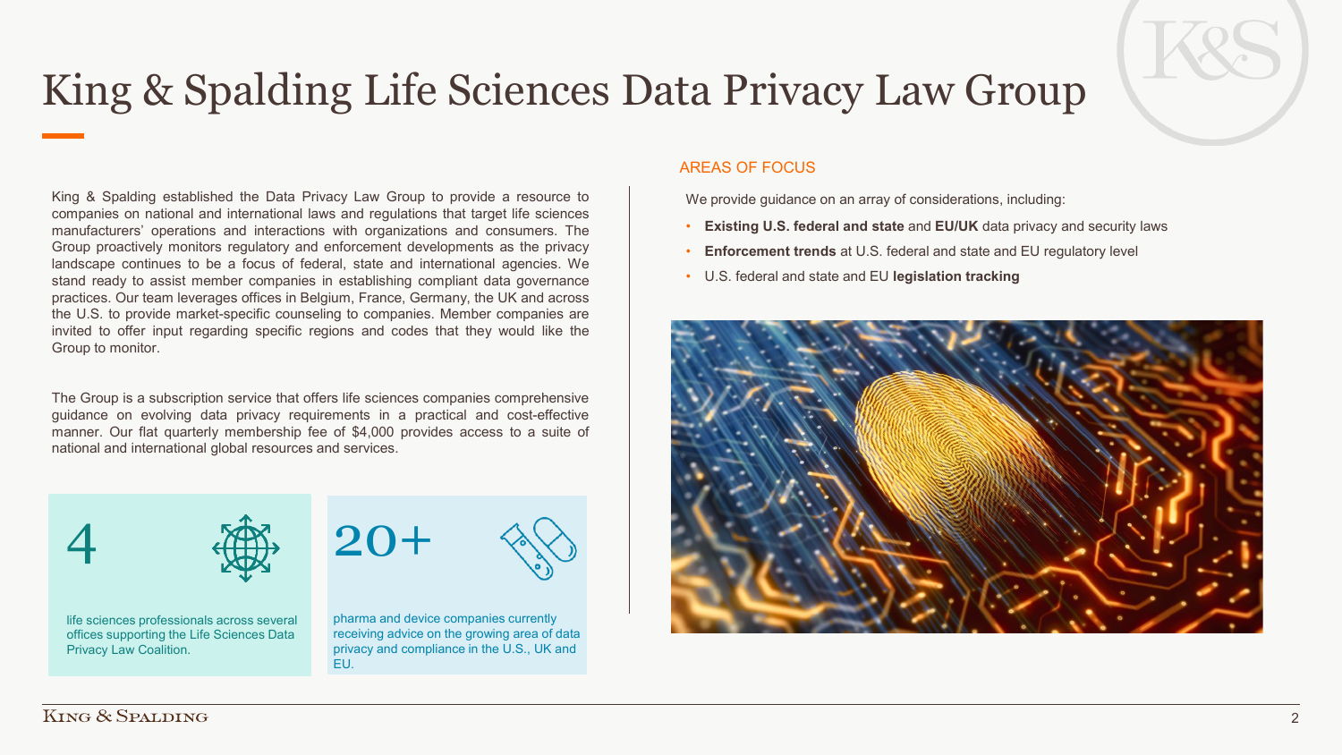# King & Spalding Life Sciences Data Privacy Law Group

King & Spalding established the Data Privacy Law Group to provide a resource to companies on national and international laws and regulations that target life sciences manufacturers' operations and interactions with organizations and consumers. The Group proactively monitors regulatory and enforcement developments as the privacy landscape continues to be a focus of federal, state and international agencies. We stand ready to assist member companies in establishing compliant data governance practices. Our team leverages offices in Belgium, France, Germany, the UK and across the U.S. to provide market-specific counseling to companies. Member companies are invited to offer input regarding specific regions and codes that they would like the Group to monitor.

The Group is a subscription service that offers life sciences companies comprehensive guidance on evolving data privacy requirements in a practical and cost-effective manner. Our flat quarterly membership fee of $4,000 provides access to a suite of national and international global resources and services.

**4**

life sciences professionals across several offices supporting the Life Sciences Data Privacy Law Coalition.

**20+**

pharma and device companies currently receiving advice on the growing area of data privacy and compliance in the U.S., UK and EU.

## AREAS OF FOCUS

We provide guidance on an array of considerations, including:

- **Existing U.S. federal and state** and **EU/UK** data privacy and security laws
- **Enforcement trends** at U.S. federal and state and EU regulatory level
- U.S. federal and state and EU **legislation tracking**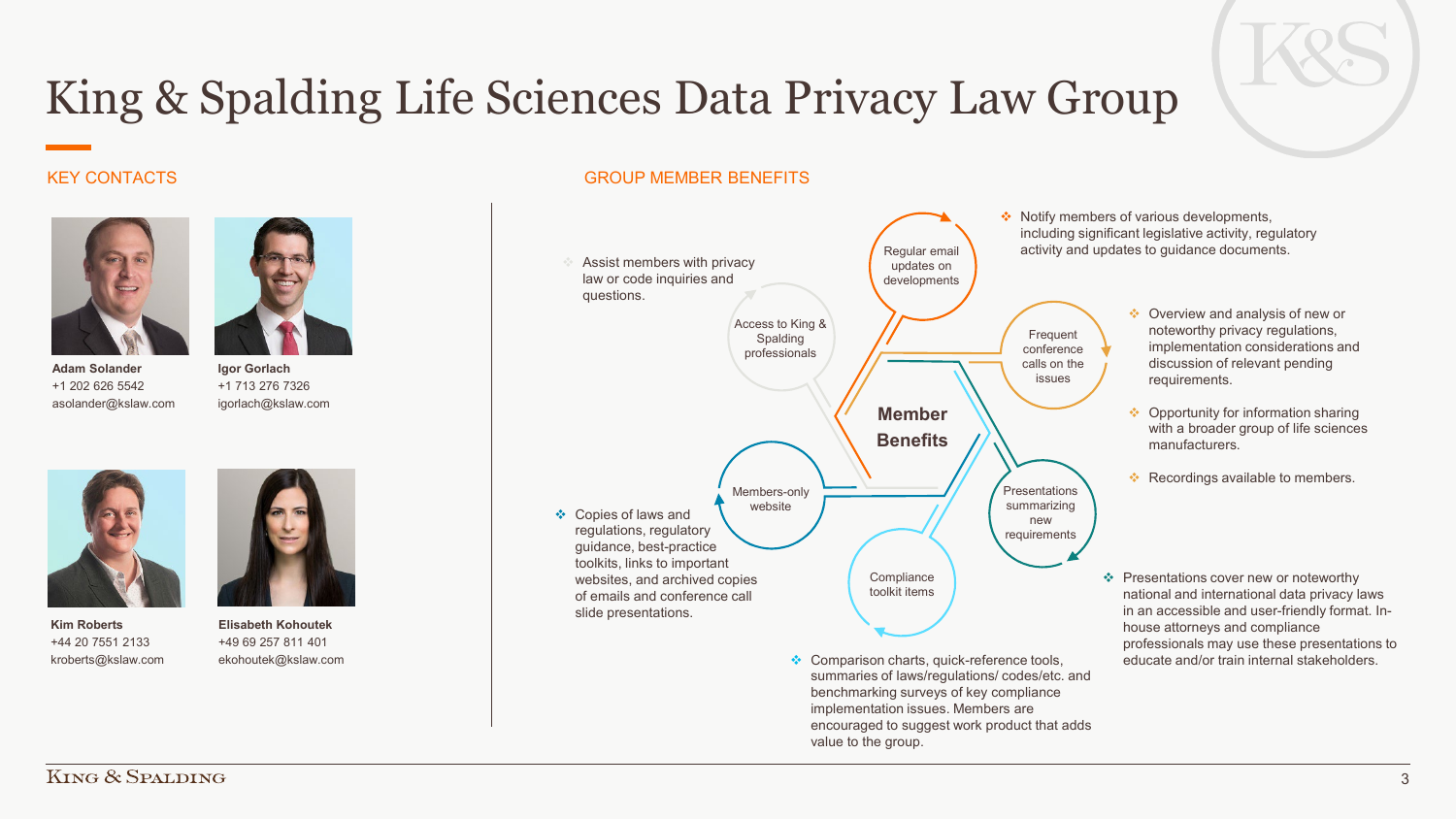# King & Spalding Life Sciences Data Privacy Law Group

## KEY CONTACTS

**Adam Solander**
+1 202 626 5542
asolander@kslaw.com

**Igor Gorlach**
+1 713 276 7326
igorlach@kslaw.com

**Kim Roberts**
+44 20 7551 2133
kroberts@kslaw.com

**Elisabeth Kohoutek**
+49 69 257 811 401
ekohoutek@kslaw.com

## GROUP MEMBER BENEFITS

**Member Benefits**

**Access to King & Spalding professionals**

- Assist members with privacy law or code inquiries and questions.

**Regular email updates on developments**

- Notify members of various developments, including significant legislative activity, regulatory activity and updates to guidance documents.

**Frequent conference calls on the issues**

- Overview and analysis of new or noteworthy privacy regulations, implementation considerations and discussion of relevant pending requirements.
- Opportunity for information sharing with a broader group of life sciences manufacturers.
- Recordings available to members.

**Presentations summarizing new requirements**

- Presentations cover new or noteworthy national and international data privacy laws in an accessible and user-friendly format. In-house attorneys and compliance professionals may use these presentations to educate and/or train internal stakeholders.

**Compliance toolkit items**

- Comparison charts, quick-reference tools, summaries of laws/regulations/ codes/etc. and benchmarking surveys of key compliance implementation issues. Members are encouraged to suggest work product that adds value to the group.

**Members-only website**

- Copies of laws and regulations, regulatory guidance, best-practice toolkits, links to important websites, and archived copies of emails and conference call slide presentations.